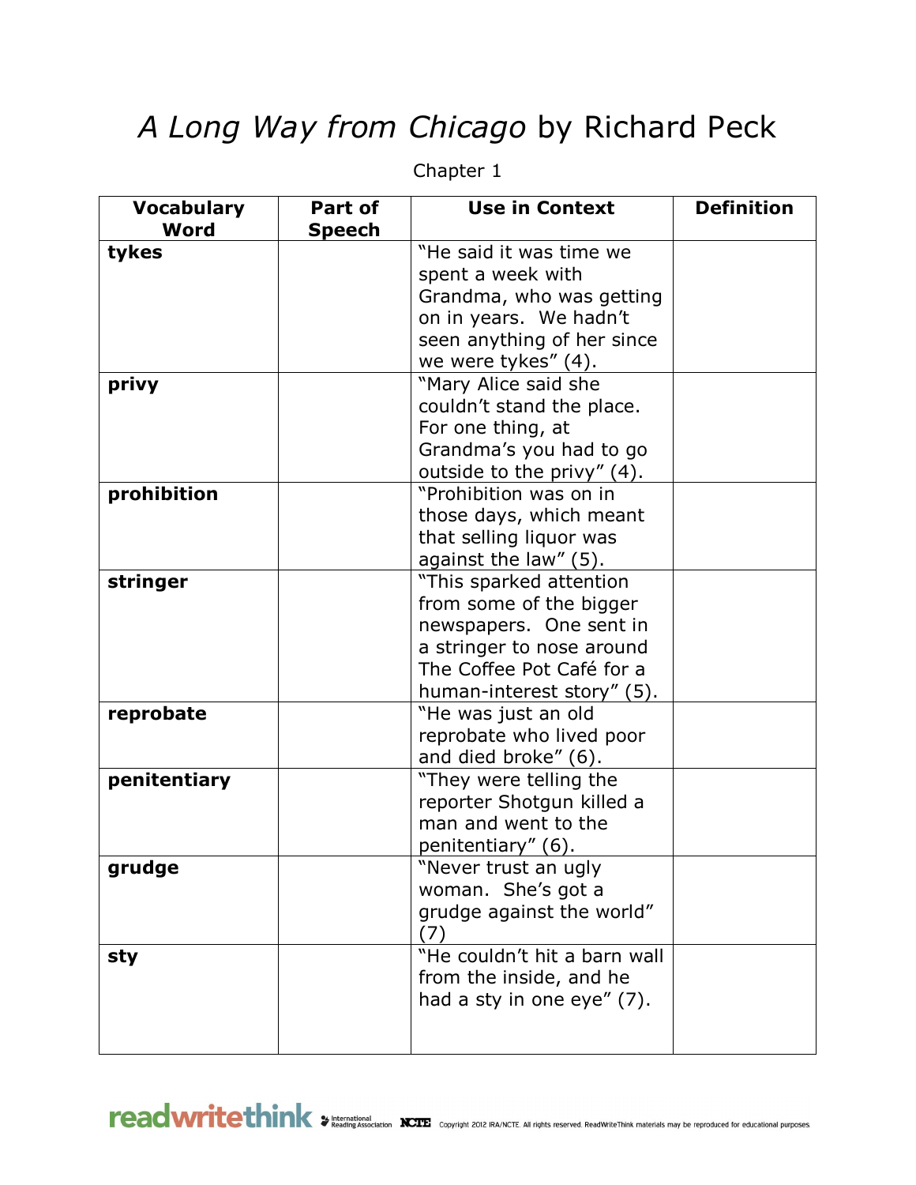# *A Long Way from Chicago* by Richard Peck

Chapter 1

| Vocabulary Word | Part of Speech | Use in Context | Definition |
|---|---|---|---|
| **tykes** | | "He said it was time we spent a week with Grandma, who was getting on in years. We hadn't seen anything of her since we were tykes" (4). | |
| **privy** | | "Mary Alice said she couldn't stand the place. For one thing, at Grandma's you had to go outside to the privy" (4). | |
| **prohibition** | | "Prohibition was on in those days, which meant that selling liquor was against the law" (5). | |
| **stringer** | | "This sparked attention from some of the bigger newspapers. One sent in a stringer to nose around The Coffee Pot Café for a human-interest story" (5). | |
| **reprobate** | | "He was just an old reprobate who lived poor and died broke" (6). | |
| **penitentiary** | | "They were telling the reporter Shotgun killed a man and went to the penitentiary" (6). | |
| **grudge** | | "Never trust an ugly woman. She's got a grudge against the world" (7) | |
| **sty** | | "He couldn't hit a barn wall from the inside, and he had a sty in one eye" (7). | |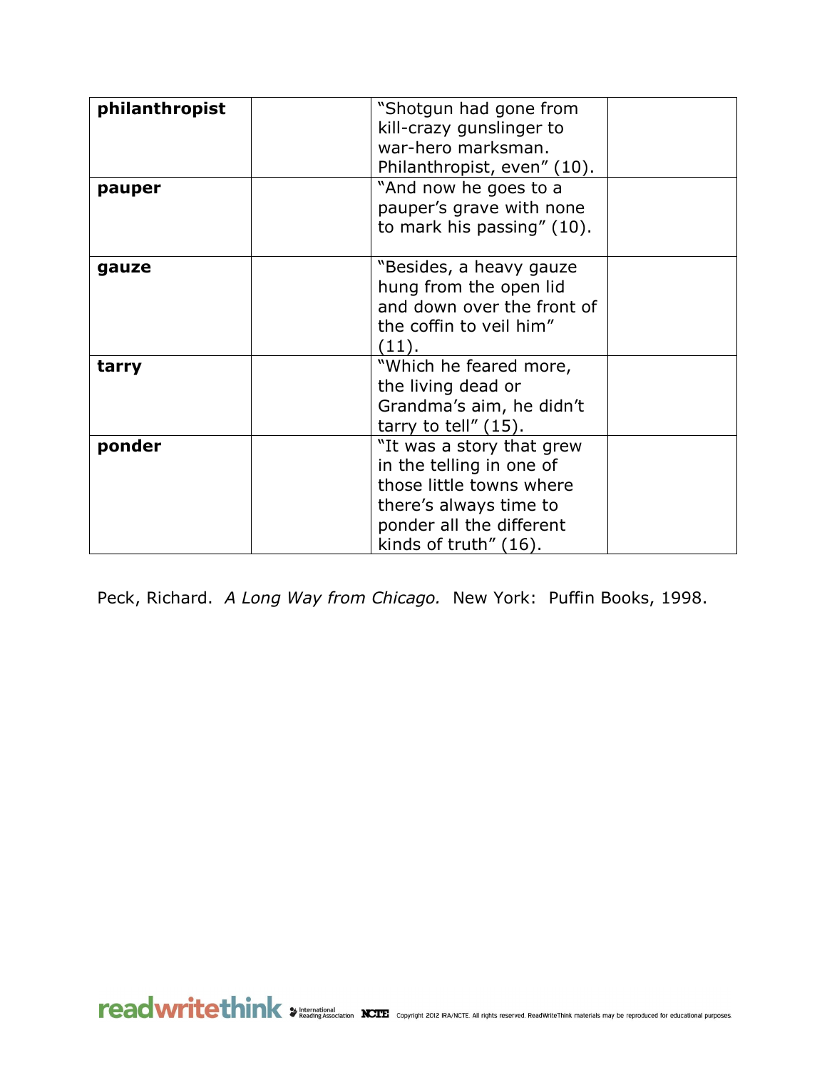| | | | |
|---|---|---|---|
| **philanthropist** | | "Shotgun had gone from kill-crazy gunslinger to war-hero marksman. Philanthropist, even" (10). | |
| **pauper** | | "And now he goes to a pauper's grave with none to mark his passing" (10). | |
| **gauze** | | "Besides, a heavy gauze hung from the open lid and down over the front of the coffin to veil him" (11). | |
| **tarry** | | "Which he feared more, the living dead or Grandma's aim, he didn't tarry to tell" (15). | |
| **ponder** | | "It was a story that grew in the telling in one of those little towns where there's always time to ponder all the different kinds of truth" (16). | |

Peck, Richard. *A Long Way from Chicago.* New York: Puffin Books, 1998.